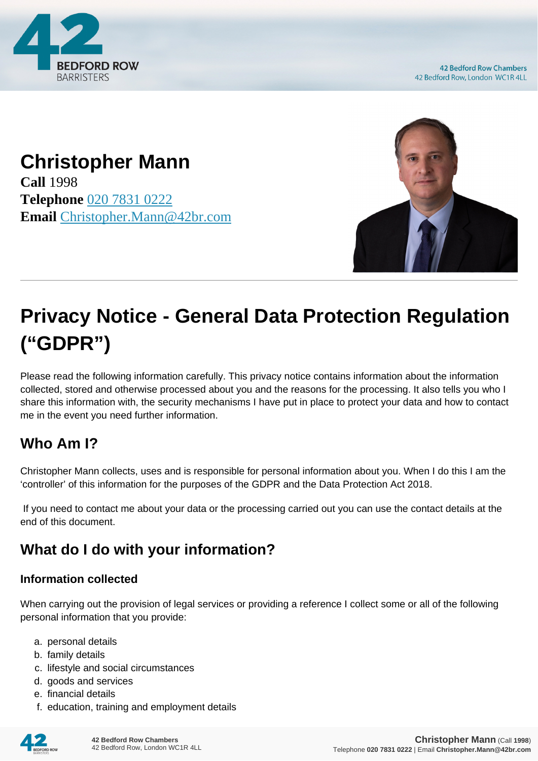# Christopher Mann

**Call** 1998
**Telephone** [020 7831 0222]
**Email** [Christopher.Mann@42br.com]

# Privacy Notice - General Data Protection Regulation ("GDPR")

Please read the following information carefully. This privacy notice contains information about the information collected, stored and otherwise processed about you and the reasons for the processing. It also tells you who I share this information with, the security mechanisms I have put in place to protect your data and how to contact me in the event you need further information.

## Who Am I?

Christopher Mann collects, uses and is responsible for personal information about you. When I do this I am the 'controller' of this information for the purposes of the GDPR and the Data Protection Act 2018.

If you need to contact me about your data or the processing carried out you can use the contact details at the end of this document.

## What do I do with your information?

### Information collected

When carrying out the provision of legal services or providing a reference I collect some or all of the following personal information that you provide:

a. personal details
b. family details
c. lifestyle and social circumstances
d. goods and services
e. financial details
f. education, training and employment details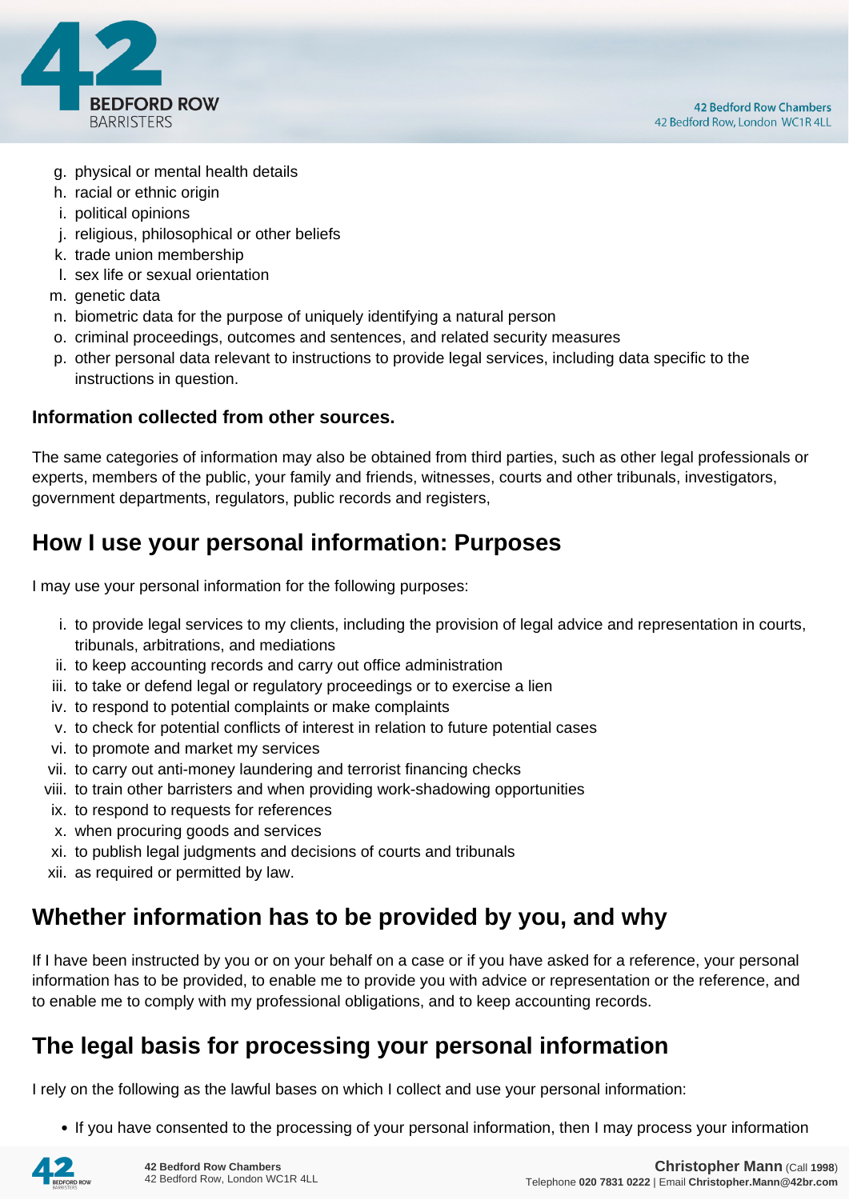g. physical or mental health details
h. racial or ethnic origin
i. political opinions
j. religious, philosophical or other beliefs
k. trade union membership
l. sex life or sexual orientation
m. genetic data
n. biometric data for the purpose of uniquely identifying a natural person
o. criminal proceedings, outcomes and sentences, and related security measures
p. other personal data relevant to instructions to provide legal services, including data specific to the instructions in question.

**Information collected from other sources.**

The same categories of information may also be obtained from third parties, such as other legal professionals or experts, members of the public, your family and friends, witnesses, courts and other tribunals, investigators, government departments, regulators, public records and registers,

## How I use your personal information: Purposes

I may use your personal information for the following purposes:

i. to provide legal services to my clients, including the provision of legal advice and representation in courts, tribunals, arbitrations, and mediations
ii. to keep accounting records and carry out office administration
iii. to take or defend legal or regulatory proceedings or to exercise a lien
iv. to respond to potential complaints or make complaints
v. to check for potential conflicts of interest in relation to future potential cases
vi. to promote and market my services
vii. to carry out anti-money laundering and terrorist financing checks
viii. to train other barristers and when providing work-shadowing opportunities
ix. to respond to requests for references
x. when procuring goods and services
xi. to publish legal judgments and decisions of courts and tribunals
xii. as required or permitted by law.

## Whether information has to be provided by you, and why

If I have been instructed by you or on your behalf on a case or if you have asked for a reference, your personal information has to be provided, to enable me to provide you with advice or representation or the reference, and to enable me to comply with my professional obligations, and to keep accounting records.

## The legal basis for processing your personal information

I rely on the following as the lawful bases on which I collect and use your personal information:

- If you have consented to the processing of your personal information, then I may process your information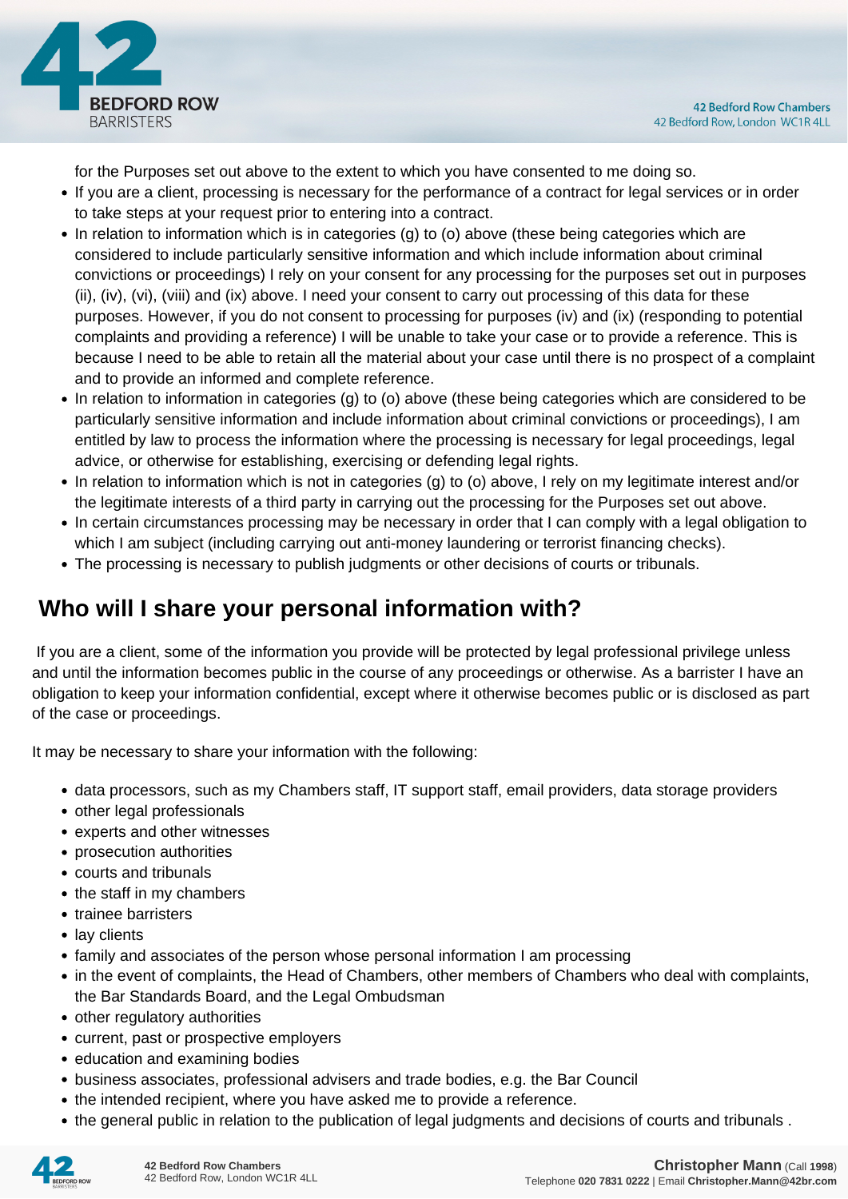for the Purposes set out above to the extent to which you have consented to me doing so.

- If you are a client, processing is necessary for the performance of a contract for legal services or in order to take steps at your request prior to entering into a contract.
- In relation to information which is in categories (g) to (o) above (these being categories which are considered to include particularly sensitive information and which include information about criminal convictions or proceedings) I rely on your consent for any processing for the purposes set out in purposes (ii), (iv), (vi), (viii) and (ix) above. I need your consent to carry out processing of this data for these purposes. However, if you do not consent to processing for purposes (iv) and (ix) (responding to potential complaints and providing a reference) I will be unable to take your case or to provide a reference. This is because I need to be able to retain all the material about your case until there is no prospect of a complaint and to provide an informed and complete reference.
- In relation to information in categories (g) to (o) above (these being categories which are considered to be particularly sensitive information and include information about criminal convictions or proceedings), I am entitled by law to process the information where the processing is necessary for legal proceedings, legal advice, or otherwise for establishing, exercising or defending legal rights.
- In relation to information which is not in categories (g) to (o) above, I rely on my legitimate interest and/or the legitimate interests of a third party in carrying out the processing for the Purposes set out above.
- In certain circumstances processing may be necessary in order that I can comply with a legal obligation to which I am subject (including carrying out anti-money laundering or terrorist financing checks).
- The processing is necessary to publish judgments or other decisions of courts or tribunals.

## Who will I share your personal information with?

If you are a client, some of the information you provide will be protected by legal professional privilege unless and until the information becomes public in the course of any proceedings or otherwise. As a barrister I have an obligation to keep your information confidential, except where it otherwise becomes public or is disclosed as part of the case or proceedings.

It may be necessary to share your information with the following:

- data processors, such as my Chambers staff, IT support staff, email providers, data storage providers
- other legal professionals
- experts and other witnesses
- prosecution authorities
- courts and tribunals
- the staff in my chambers
- trainee barristers
- lay clients
- family and associates of the person whose personal information I am processing
- in the event of complaints, the Head of Chambers, other members of Chambers who deal with complaints, the Bar Standards Board, and the Legal Ombudsman
- other regulatory authorities
- current, past or prospective employers
- education and examining bodies
- business associates, professional advisers and trade bodies, e.g. the Bar Council
- the intended recipient, where you have asked me to provide a reference.
- the general public in relation to the publication of legal judgments and decisions of courts and tribunals .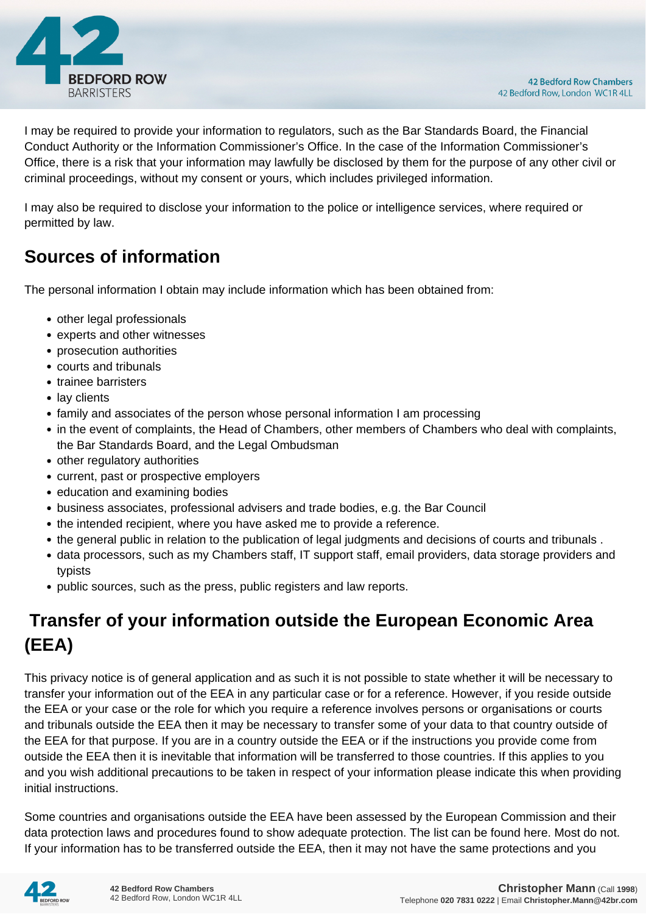I may be required to provide your information to regulators, such as the Bar Standards Board, the Financial Conduct Authority or the Information Commissioner's Office. In the case of the Information Commissioner's Office, there is a risk that your information may lawfully be disclosed by them for the purpose of any other civil or criminal proceedings, without my consent or yours, which includes privileged information.

I may also be required to disclose your information to the police or intelligence services, where required or permitted by law.

## Sources of information

The personal information I obtain may include information which has been obtained from:

- other legal professionals
- experts and other witnesses
- prosecution authorities
- courts and tribunals
- trainee barristers
- lay clients
- family and associates of the person whose personal information I am processing
- in the event of complaints, the Head of Chambers, other members of Chambers who deal with complaints, the Bar Standards Board, and the Legal Ombudsman
- other regulatory authorities
- current, past or prospective employers
- education and examining bodies
- business associates, professional advisers and trade bodies, e.g. the Bar Council
- the intended recipient, where you have asked me to provide a reference.
- the general public in relation to the publication of legal judgments and decisions of courts and tribunals .
- data processors, such as my Chambers staff, IT support staff, email providers, data storage providers and typists
- public sources, such as the press, public registers and law reports.

## Transfer of your information outside the European Economic Area (EEA)

This privacy notice is of general application and as such it is not possible to state whether it will be necessary to transfer your information out of the EEA in any particular case or for a reference. However, if you reside outside the EEA or your case or the role for which you require a reference involves persons or organisations or courts and tribunals outside the EEA then it may be necessary to transfer some of your data to that country outside of the EEA for that purpose. If you are in a country outside the EEA or if the instructions you provide come from outside the EEA then it is inevitable that information will be transferred to those countries. If this applies to you and you wish additional precautions to be taken in respect of your information please indicate this when providing initial instructions.

Some countries and organisations outside the EEA have been assessed by the European Commission and their data protection laws and procedures found to show adequate protection. The list can be found here. Most do not. If your information has to be transferred outside the EEA, then it may not have the same protections and you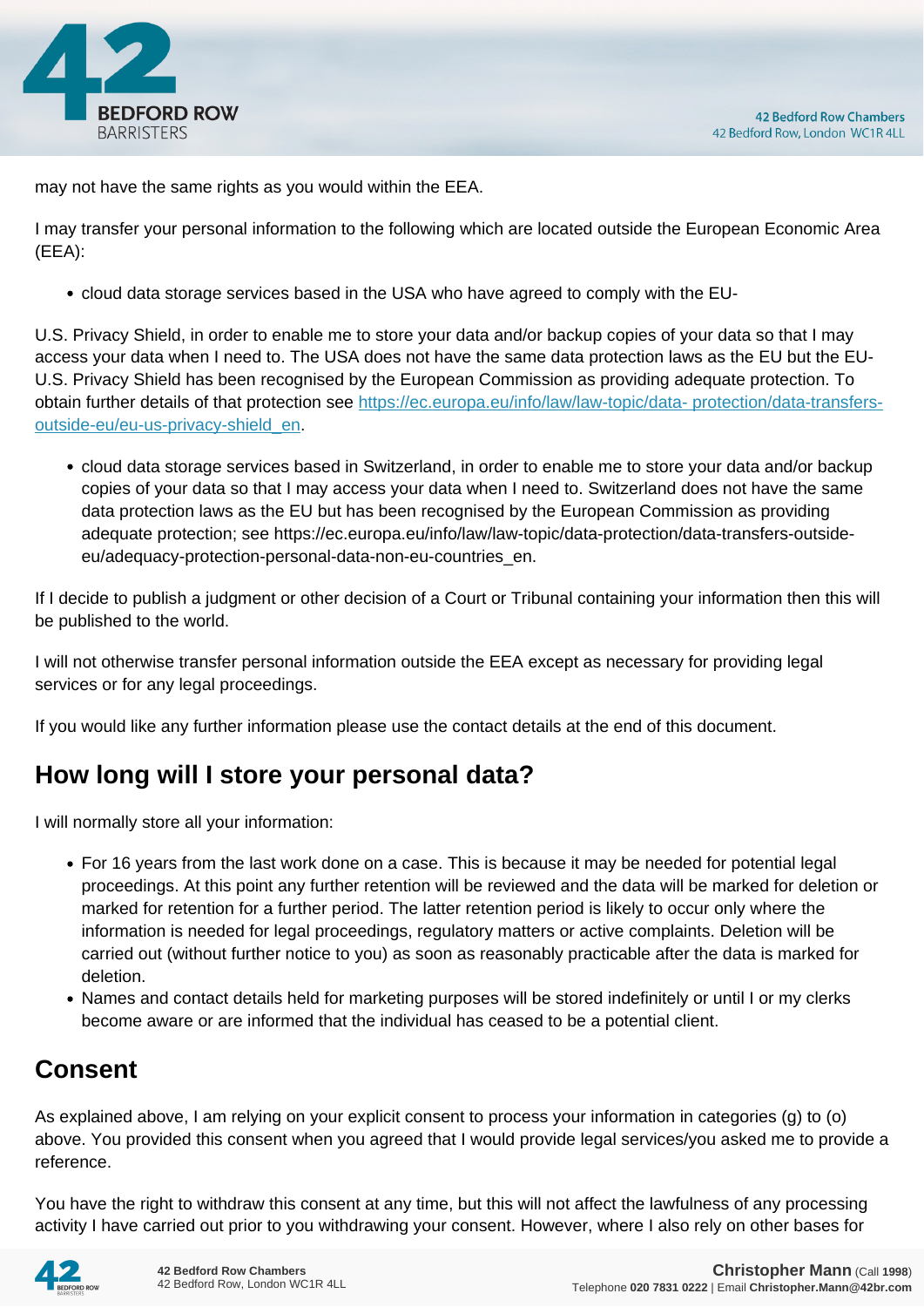may not have the same rights as you would within the EEA.

I may transfer your personal information to the following which are located outside the European Economic Area (EEA):

- cloud data storage services based in the USA who have agreed to comply with the EU-

U.S. Privacy Shield, in order to enable me to store your data and/or backup copies of your data so that I may access your data when I need to. The USA does not have the same data protection laws as the EU but the EU-U.S. Privacy Shield has been recognised by the European Commission as providing adequate protection. To obtain further details of that protection see [https://ec.europa.eu/info/law/law-topic/data- protection/data-transfers-outside-eu/eu-us-privacy-shield_en](https://ec.europa.eu/info/law/law-topic/data-protection/data-transfers-outside-eu/eu-us-privacy-shield_en).

- cloud data storage services based in Switzerland, in order to enable me to store your data and/or backup copies of your data so that I may access your data when I need to. Switzerland does not have the same data protection laws as the EU but has been recognised by the European Commission as providing adequate protection; see https://ec.europa.eu/info/law/law-topic/data-protection/data-transfers-outside-eu/adequacy-protection-personal-data-non-eu-countries_en.

If I decide to publish a judgment or other decision of a Court or Tribunal containing your information then this will be published to the world.

I will not otherwise transfer personal information outside the EEA except as necessary for providing legal services or for any legal proceedings.

If you would like any further information please use the contact details at the end of this document.

## How long will I store your personal data?

I will normally store all your information:

- For 16 years from the last work done on a case. This is because it may be needed for potential legal proceedings. At this point any further retention will be reviewed and the data will be marked for deletion or marked for retention for a further period. The latter retention period is likely to occur only where the information is needed for legal proceedings, regulatory matters or active complaints. Deletion will be carried out (without further notice to you) as soon as reasonably practicable after the data is marked for deletion.
- Names and contact details held for marketing purposes will be stored indefinitely or until I or my clerks become aware or are informed that the individual has ceased to be a potential client.

## Consent

As explained above, I am relying on your explicit consent to process your information in categories (g) to (o) above. You provided this consent when you agreed that I would provide legal services/you asked me to provide a reference.

You have the right to withdraw this consent at any time, but this will not affect the lawfulness of any processing activity I have carried out prior to you withdrawing your consent. However, where I also rely on other bases for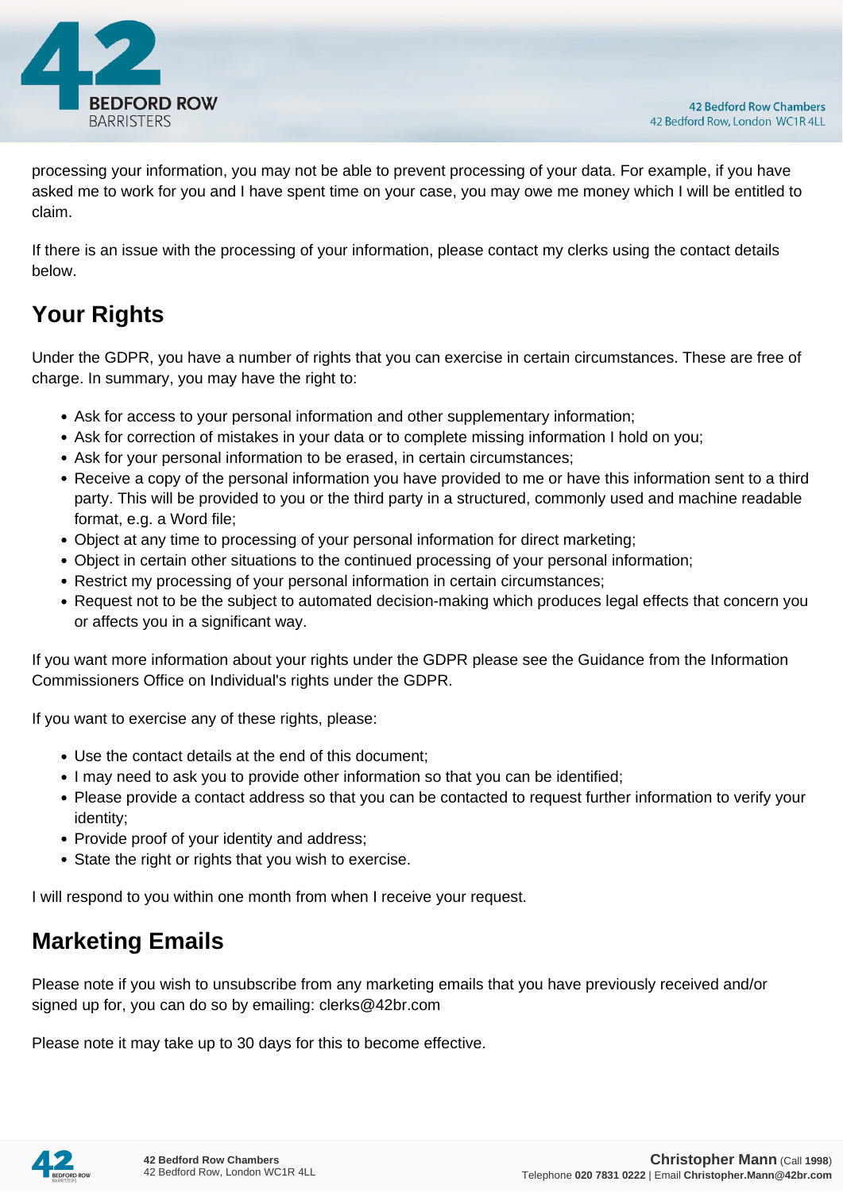processing your information, you may not be able to prevent processing of your data. For example, if you have asked me to work for you and I have spent time on your case, you may owe me money which I will be entitled to claim.

If there is an issue with the processing of your information, please contact my clerks using the contact details below.

## Your Rights

Under the GDPR, you have a number of rights that you can exercise in certain circumstances. These are free of charge. In summary, you may have the right to:

- Ask for access to your personal information and other supplementary information;
- Ask for correction of mistakes in your data or to complete missing information I hold on you;
- Ask for your personal information to be erased, in certain circumstances;
- Receive a copy of the personal information you have provided to me or have this information sent to a third party. This will be provided to you or the third party in a structured, commonly used and machine readable format, e.g. a Word file;
- Object at any time to processing of your personal information for direct marketing;
- Object in certain other situations to the continued processing of your personal information;
- Restrict my processing of your personal information in certain circumstances;
- Request not to be the subject to automated decision-making which produces legal effects that concern you or affects you in a significant way.

If you want more information about your rights under the GDPR please see the Guidance from the Information Commissioners Office on Individual's rights under the GDPR.

If you want to exercise any of these rights, please:

- Use the contact details at the end of this document;
- I may need to ask you to provide other information so that you can be identified;
- Please provide a contact address so that you can be contacted to request further information to verify your identity;
- Provide proof of your identity and address;
- State the right or rights that you wish to exercise.

I will respond to you within one month from when I receive your request.

## Marketing Emails

Please note if you wish to unsubscribe from any marketing emails that you have previously received and/or signed up for, you can do so by emailing: clerks@42br.com

Please note it may take up to 30 days for this to become effective.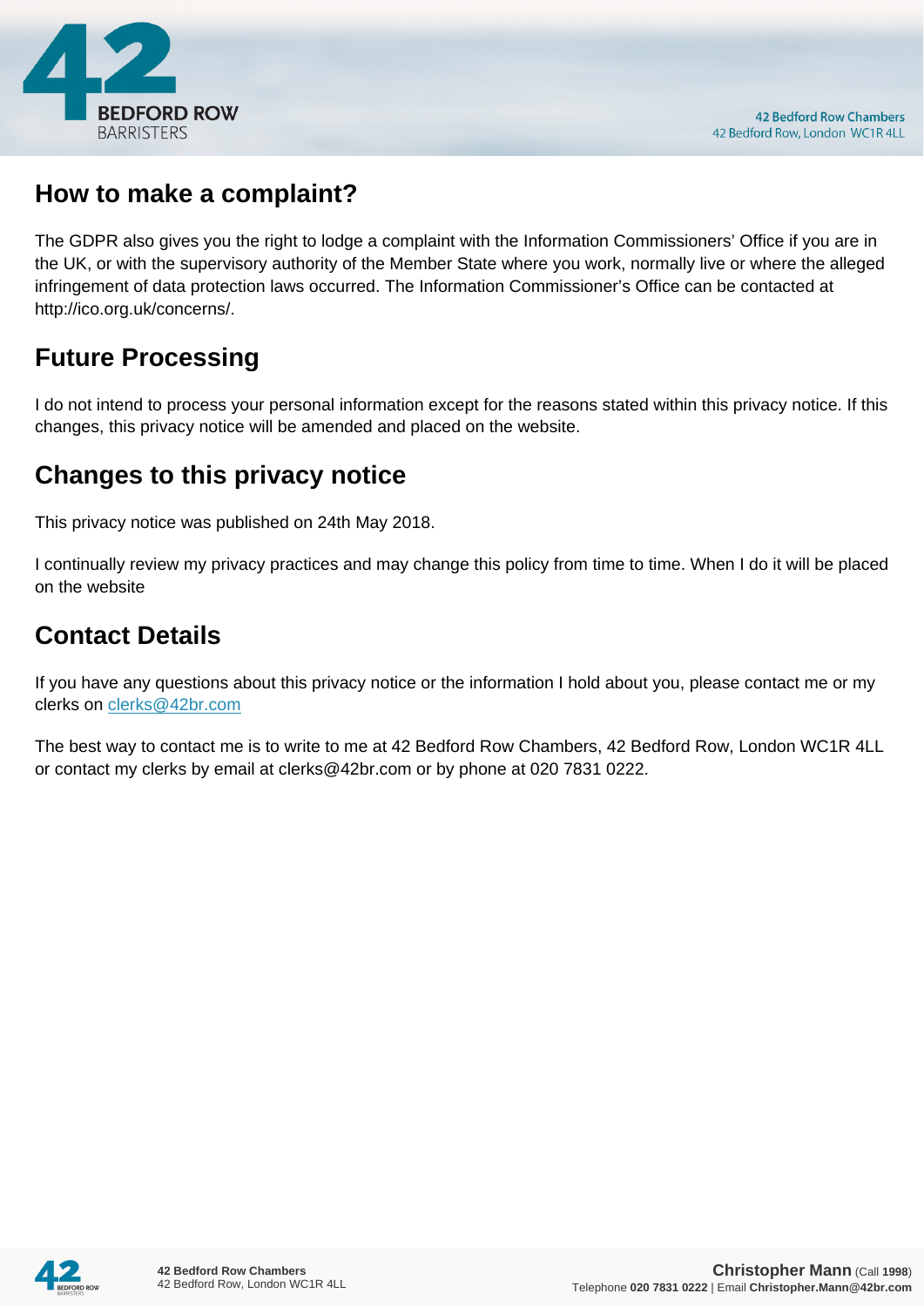## How to make a complaint?

The GDPR also gives you the right to lodge a complaint with the Information Commissioners' Office if you are in the UK, or with the supervisory authority of the Member State where you work, normally live or where the alleged infringement of data protection laws occurred. The Information Commissioner's Office can be contacted at http://ico.org.uk/concerns/.

## Future Processing

I do not intend to process your personal information except for the reasons stated within this privacy notice. If this changes, this privacy notice will be amended and placed on the website.

## Changes to this privacy notice

This privacy notice was published on 24th May 2018.

I continually review my privacy practices and may change this policy from time to time. When I do it will be placed on the website

## Contact Details

If you have any questions about this privacy notice or the information I hold about you, please contact me or my clerks on clerks@42br.com

The best way to contact me is to write to me at 42 Bedford Row Chambers, 42 Bedford Row, London WC1R 4LL or contact my clerks by email at clerks@42br.com or by phone at 020 7831 0222.